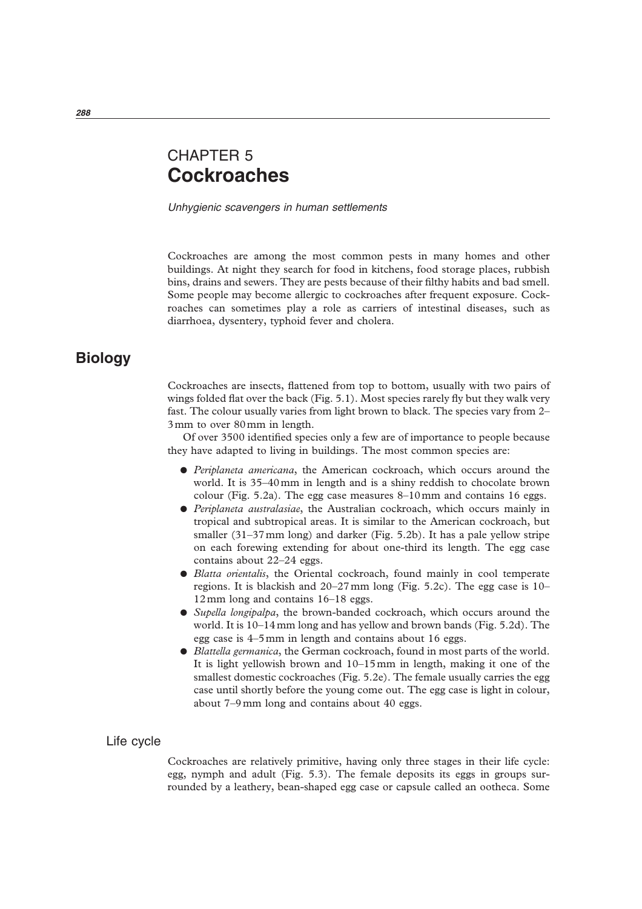# CHAPTER 5
# Cockroaches

*Unhygienic scavengers in human settlements*

Cockroaches are among the most common pests in many homes and other buildings. At night they search for food in kitchens, food storage places, rubbish bins, drains and sewers. They are pests because of their filthy habits and bad smell. Some people may become allergic to cockroaches after frequent exposure. Cockroaches can sometimes play a role as carriers of intestinal diseases, such as diarrhoea, dysentery, typhoid fever and cholera.

## Biology

Cockroaches are insects, flattened from top to bottom, usually with two pairs of wings folded flat over the back (Fig. 5.1). Most species rarely fly but they walk very fast. The colour usually varies from light brown to black. The species vary from 2–3 mm to over 80 mm in length.

Of over 3500 identified species only a few are of importance to people because they have adapted to living in buildings. The most common species are:

- *Periplaneta americana*, the American cockroach, which occurs around the world. It is 35–40 mm in length and is a shiny reddish to chocolate brown colour (Fig. 5.2a). The egg case measures 8–10 mm and contains 16 eggs.
- *Periplaneta australasiae*, the Australian cockroach, which occurs mainly in tropical and subtropical areas. It is similar to the American cockroach, but smaller (31–37 mm long) and darker (Fig. 5.2b). It has a pale yellow stripe on each forewing extending for about one-third its length. The egg case contains about 22–24 eggs.
- *Blatta orientalis*, the Oriental cockroach, found mainly in cool temperate regions. It is blackish and 20–27 mm long (Fig. 5.2c). The egg case is 10–12 mm long and contains 16–18 eggs.
- *Supella longipalpa*, the brown-banded cockroach, which occurs around the world. It is 10–14 mm long and has yellow and brown bands (Fig. 5.2d). The egg case is 4–5 mm in length and contains about 16 eggs.
- *Blattella germanica*, the German cockroach, found in most parts of the world. It is light yellowish brown and 10–15 mm in length, making it one of the smallest domestic cockroaches (Fig. 5.2e). The female usually carries the egg case until shortly before the young come out. The egg case is light in colour, about 7–9 mm long and contains about 40 eggs.

### Life cycle

Cockroaches are relatively primitive, having only three stages in their life cycle: egg, nymph and adult (Fig. 5.3). The female deposits its eggs in groups surrounded by a leathery, bean-shaped egg case or capsule called an ootheca. Some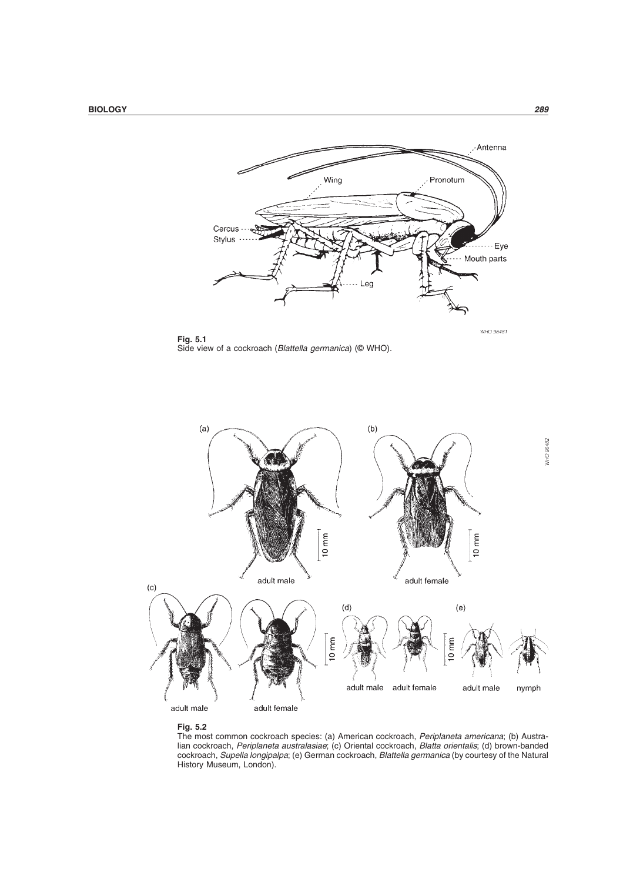**Fig. 5.1**
Side view of a cockroach (*Blattella germanica*) (© WHO).

**Fig. 5.2**
The most common cockroach species: (a) American cockroach, *Periplaneta americana*; (b) Australian cockroach, *Periplaneta australasiae*; (c) Oriental cockroach, *Blatta orientalis*; (d) brown-banded cockroach, *Supella longipalpa*; (e) German cockroach, *Blattella germanica* (by courtesy of the Natural History Museum, London).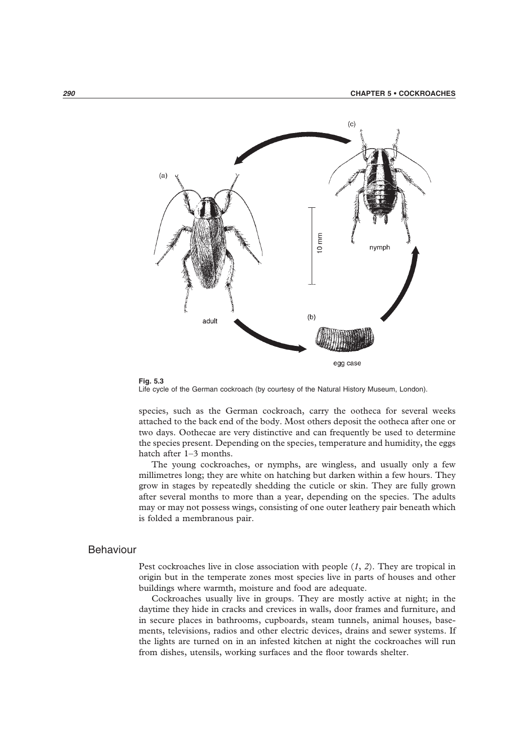**Fig. 5.3**
Life cycle of the German cockroach (by courtesy of the Natural History Museum, London).

species, such as the German cockroach, carry the ootheca for several weeks attached to the back end of the body. Most others deposit the ootheca after one or two days. Oothecae are very distinctive and can frequently be used to determine the species present. Depending on the species, temperature and humidity, the eggs hatch after 1–3 months.

The young cockroaches, or nymphs, are wingless, and usually only a few millimetres long; they are white on hatching but darken within a few hours. They grow in stages by repeatedly shedding the cuticle or skin. They are fully grown after several months to more than a year, depending on the species. The adults may or may not possess wings, consisting of one outer leathery pair beneath which is folded a membranous pair.

## Behaviour

Pest cockroaches live in close association with people (*1*, *2*). They are tropical in origin but in the temperate zones most species live in parts of houses and other buildings where warmth, moisture and food are adequate.

Cockroaches usually live in groups. They are mostly active at night; in the daytime they hide in cracks and crevices in walls, door frames and furniture, and in secure places in bathrooms, cupboards, steam tunnels, animal houses, basements, televisions, radios and other electric devices, drains and sewer systems. If the lights are turned on in an infested kitchen at night the cockroaches will run from dishes, utensils, working surfaces and the floor towards shelter.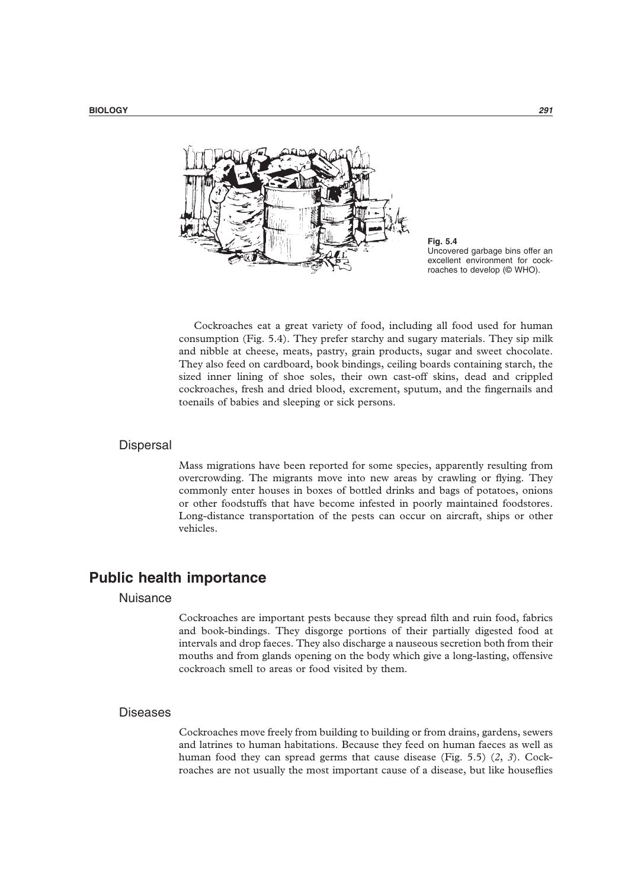Fig. 5.4
Uncovered garbage bins offer an excellent environment for cockroaches to develop (© WHO).

Cockroaches eat a great variety of food, including all food used for human consumption (Fig. 5.4). They prefer starchy and sugary materials. They sip milk and nibble at cheese, meats, pastry, grain products, sugar and sweet chocolate. They also feed on cardboard, book bindings, ceiling boards containing starch, the sized inner lining of shoe soles, their own cast-off skins, dead and crippled cockroaches, fresh and dried blood, excrement, sputum, and the fingernails and toenails of babies and sleeping or sick persons.

### Dispersal

Mass migrations have been reported for some species, apparently resulting from overcrowding. The migrants move into new areas by crawling or flying. They commonly enter houses in boxes of bottled drinks and bags of potatoes, onions or other foodstuffs that have become infested in poorly maintained foodstores. Long-distance transportation of the pests can occur on aircraft, ships or other vehicles.

## Public health importance

### Nuisance

Cockroaches are important pests because they spread filth and ruin food, fabrics and book-bindings. They disgorge portions of their partially digested food at intervals and drop faeces. They also discharge a nauseous secretion both from their mouths and from glands opening on the body which give a long-lasting, offensive cockroach smell to areas or food visited by them.

### Diseases

Cockroaches move freely from building to building or from drains, gardens, sewers and latrines to human habitations. Because they feed on human faeces as well as human food they can spread germs that cause disease (Fig. 5.5) (*2*, *3*). Cockroaches are not usually the most important cause of a disease, but like houseflies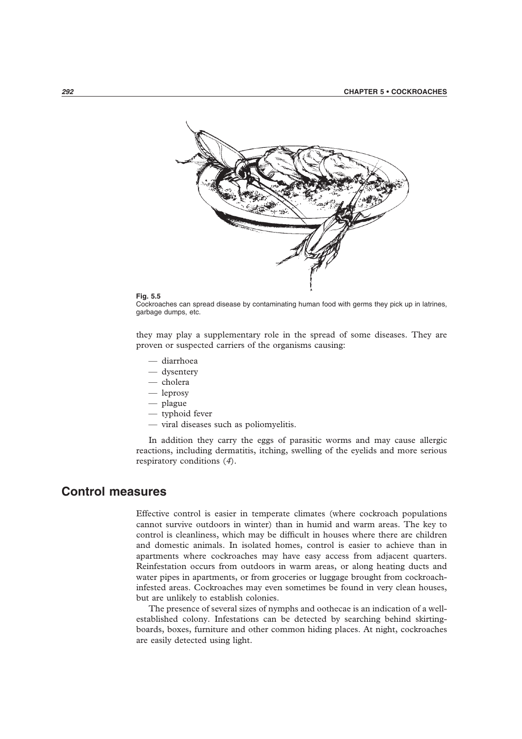**Fig. 5.5**
Cockroaches can spread disease by contaminating human food with germs they pick up in latrines, garbage dumps, etc.

they may play a supplementary role in the spread of some diseases. They are proven or suspected carriers of the organisms causing:

— diarrhoea
— dysentery
— cholera
— leprosy
— plague
— typhoid fever
— viral diseases such as poliomyelitis.

In addition they carry the eggs of parasitic worms and may cause allergic reactions, including dermatitis, itching, swelling of the eyelids and more serious respiratory conditions (*4*).

## Control measures

Effective control is easier in temperate climates (where cockroach populations cannot survive outdoors in winter) than in humid and warm areas. The key to control is cleanliness, which may be difficult in houses where there are children and domestic animals. In isolated homes, control is easier to achieve than in apartments where cockroaches may have easy access from adjacent quarters. Reinfestation occurs from outdoors in warm areas, or along heating ducts and water pipes in apartments, or from groceries or luggage brought from cockroach-infested areas. Cockroaches may even sometimes be found in very clean houses, but are unlikely to establish colonies.

The presence of several sizes of nymphs and oothecae is an indication of a well-established colony. Infestations can be detected by searching behind skirting-boards, boxes, furniture and other common hiding places. At night, cockroaches are easily detected using light.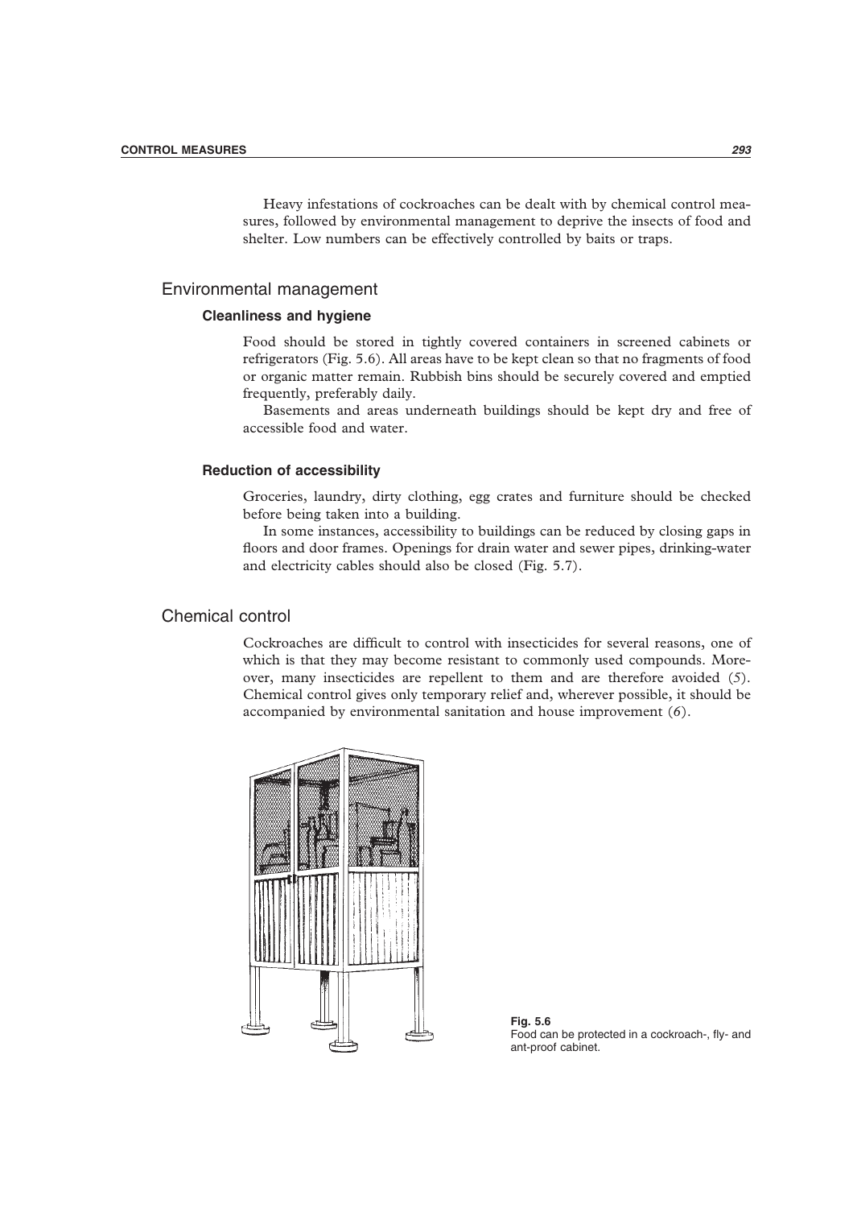Heavy infestations of cockroaches can be dealt with by chemical control measures, followed by environmental management to deprive the insects of food and shelter. Low numbers can be effectively controlled by baits or traps.

## Environmental management

### Cleanliness and hygiene

Food should be stored in tightly covered containers in screened cabinets or refrigerators (Fig. 5.6). All areas have to be kept clean so that no fragments of food or organic matter remain. Rubbish bins should be securely covered and emptied frequently, preferably daily.

Basements and areas underneath buildings should be kept dry and free of accessible food and water.

### Reduction of accessibility

Groceries, laundry, dirty clothing, egg crates and furniture should be checked before being taken into a building.

In some instances, accessibility to buildings can be reduced by closing gaps in floors and door frames. Openings for drain water and sewer pipes, drinking-water and electricity cables should also be closed (Fig. 5.7).

## Chemical control

Cockroaches are difficult to control with insecticides for several reasons, one of which is that they may become resistant to commonly used compounds. Moreover, many insecticides are repellent to them and are therefore avoided (*5*). Chemical control gives only temporary relief and, wherever possible, it should be accompanied by environmental sanitation and house improvement (*6*).

**Fig. 5.6**
Food can be protected in a cockroach-, fly- and ant-proof cabinet.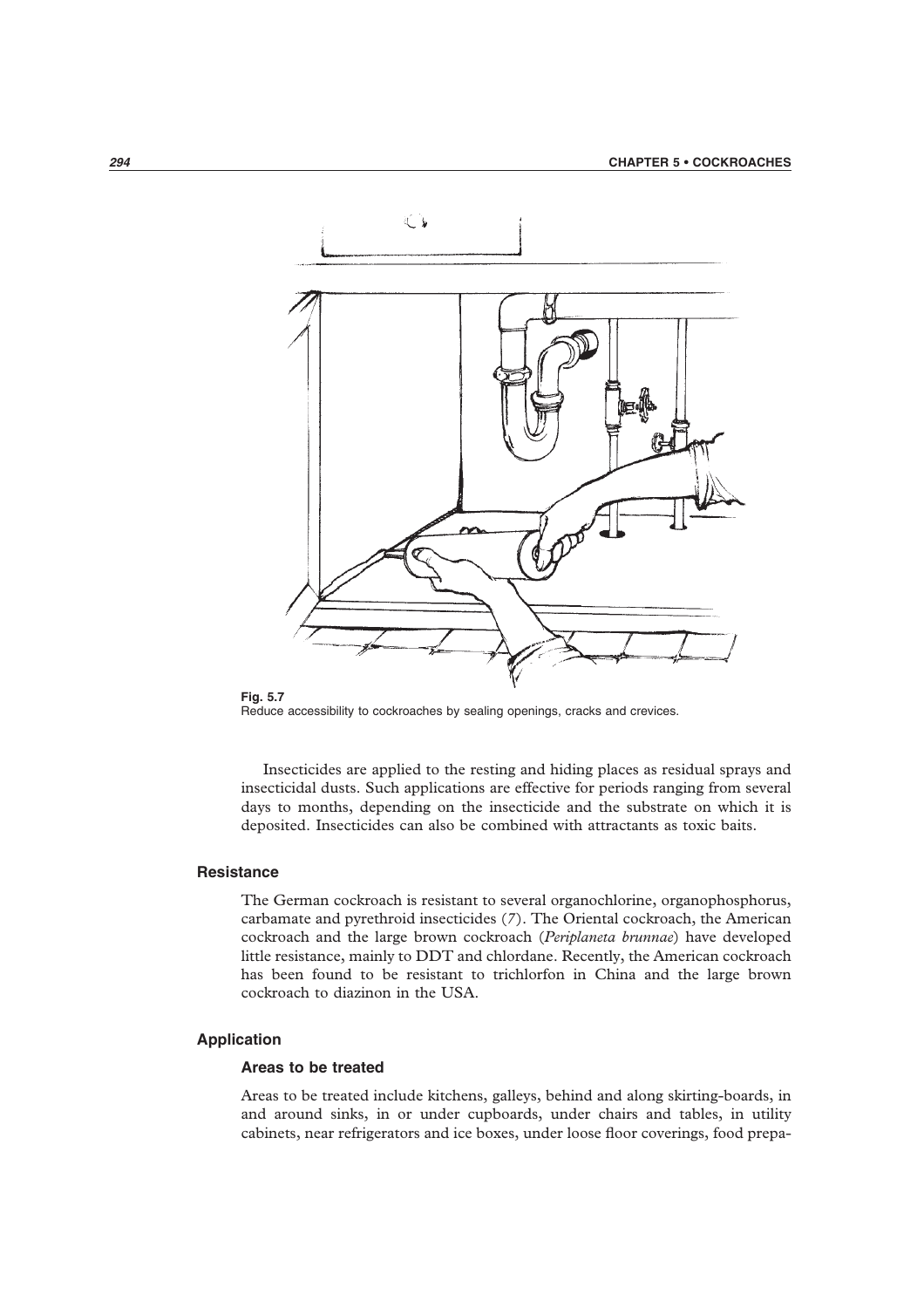**Fig. 5.7**
Reduce accessibility to cockroaches by sealing openings, cracks and crevices.

Insecticides are applied to the resting and hiding places as residual sprays and insecticidal dusts. Such applications are effective for periods ranging from several days to months, depending on the insecticide and the substrate on which it is deposited. Insecticides can also be combined with attractants as toxic baits.

## Resistance

The German cockroach is resistant to several organochlorine, organophosphorus, carbamate and pyrethroid insecticides (*7*). The Oriental cockroach, the American cockroach and the large brown cockroach (*Periplaneta brunnae*) have developed little resistance, mainly to DDT and chlordane. Recently, the American cockroach has been found to be resistant to trichlorfon in China and the large brown cockroach to diazinon in the USA.

## Application

### Areas to be treated

Areas to be treated include kitchens, galleys, behind and along skirting-boards, in and around sinks, in or under cupboards, under chairs and tables, in utility cabinets, near refrigerators and ice boxes, under loose floor coverings, food prepa-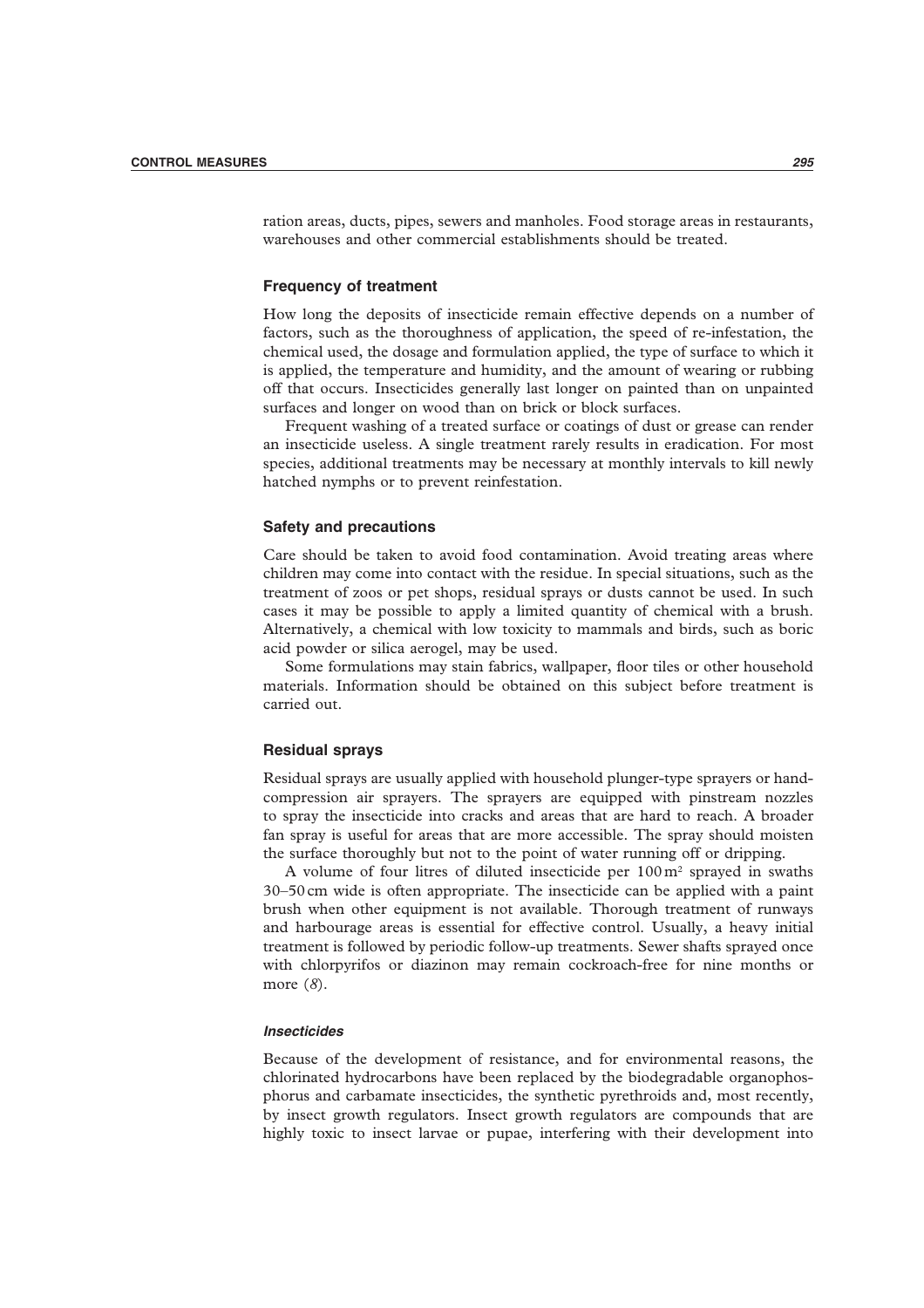ration areas, ducts, pipes, sewers and manholes. Food storage areas in restaurants, warehouses and other commercial establishments should be treated.

### Frequency of treatment

How long the deposits of insecticide remain effective depends on a number of factors, such as the thoroughness of application, the speed of re-infestation, the chemical used, the dosage and formulation applied, the type of surface to which it is applied, the temperature and humidity, and the amount of wearing or rubbing off that occurs. Insecticides generally last longer on painted than on unpainted surfaces and longer on wood than on brick or block surfaces.

Frequent washing of a treated surface or coatings of dust or grease can render an insecticide useless. A single treatment rarely results in eradication. For most species, additional treatments may be necessary at monthly intervals to kill newly hatched nymphs or to prevent reinfestation.

### Safety and precautions

Care should be taken to avoid food contamination. Avoid treating areas where children may come into contact with the residue. In special situations, such as the treatment of zoos or pet shops, residual sprays or dusts cannot be used. In such cases it may be possible to apply a limited quantity of chemical with a brush. Alternatively, a chemical with low toxicity to mammals and birds, such as boric acid powder or silica aerogel, may be used.

Some formulations may stain fabrics, wallpaper, floor tiles or other household materials. Information should be obtained on this subject before treatment is carried out.

### Residual sprays

Residual sprays are usually applied with household plunger-type sprayers or hand-compression air sprayers. The sprayers are equipped with pinstream nozzles to spray the insecticide into cracks and areas that are hard to reach. A broader fan spray is useful for areas that are more accessible. The spray should moisten the surface thoroughly but not to the point of water running off or dripping.

A volume of four litres of diluted insecticide per 100 $m^2$ sprayed in swaths 30–50 cm wide is often appropriate. The insecticide can be applied with a paint brush when other equipment is not available. Thorough treatment of runways and harbourage areas is essential for effective control. Usually, a heavy initial treatment is followed by periodic follow-up treatments. Sewer shafts sprayed once with chlorpyrifos or diazinon may remain cockroach-free for nine months or more (*8*).

#### *Insecticides*

Because of the development of resistance, and for environmental reasons, the chlorinated hydrocarbons have been replaced by the biodegradable organophosphorus and carbamate insecticides, the synthetic pyrethroids and, most recently, by insect growth regulators. Insect growth regulators are compounds that are highly toxic to insect larvae or pupae, interfering with their development into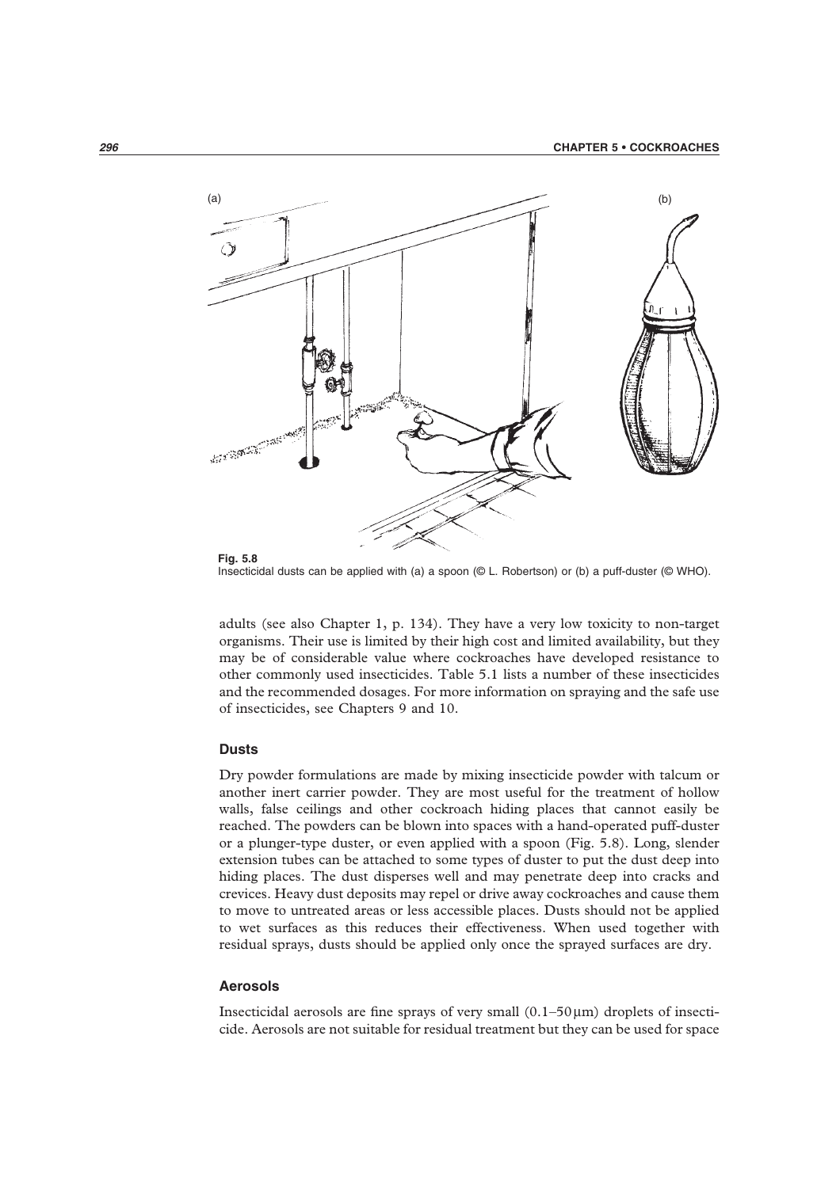Fig. 5.8
Insecticidal dusts can be applied with (a) a spoon (© L. Robertson) or (b) a puff-duster (© WHO).

adults (see also Chapter 1, p. 134). They have a very low toxicity to non-target organisms. Their use is limited by their high cost and limited availability, but they may be of considerable value where cockroaches have developed resistance to other commonly used insecticides. Table 5.1 lists a number of these insecticides and the recommended dosages. For more information on spraying and the safe use of insecticides, see Chapters 9 and 10.

### Dusts

Dry powder formulations are made by mixing insecticide powder with talcum or another inert carrier powder. They are most useful for the treatment of hollow walls, false ceilings and other cockroach hiding places that cannot easily be reached. The powders can be blown into spaces with a hand-operated puff-duster or a plunger-type duster, or even applied with a spoon (Fig. 5.8). Long, slender extension tubes can be attached to some types of duster to put the dust deep into hiding places. The dust disperses well and may penetrate deep into cracks and crevices. Heavy dust deposits may repel or drive away cockroaches and cause them to move to untreated areas or less accessible places. Dusts should not be applied to wet surfaces as this reduces their effectiveness. When used together with residual sprays, dusts should be applied only once the sprayed surfaces are dry.

### Aerosols

Insecticidal aerosols are fine sprays of very small (0.1–50 μm) droplets of insecticide. Aerosols are not suitable for residual treatment but they can be used for space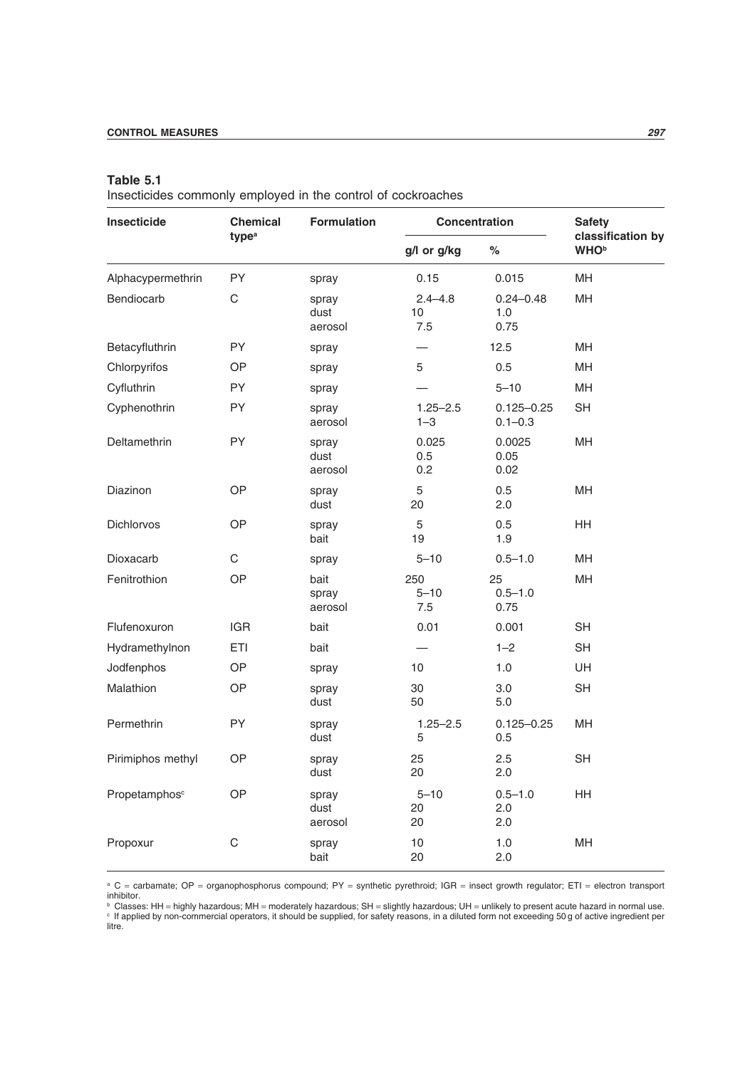**Table 5.1**
Insecticides commonly employed in the control of cockroaches

| Insecticide | Chemical type[a] | Formulation | Concentration | | Safety classification by WHO[b] |
|---|---|---|---|---|---|
| | | | g/l or g/kg | % | |
| Alphacypermethrin | PY | spray | 0.15 | 0.015 | MH |
| Bendiocarb | C | spray<br>dust<br>aerosol | 2.4–4.8<br>10<br>7.5 | 0.24–0.48<br>1.0<br>0.75 | MH |
| Betacyfluthrin | PY | spray | — | 12.5 | MH |
| Chlorpyrifos | OP | spray | 5 | 0.5 | MH |
| Cyfluthrin | PY | spray | — | 5–10 | MH |
| Cyphenothrin | PY | spray<br>aerosol | 1.25–2.5<br>1–3 | 0.125–0.25<br>0.1–0.3 | SH |
| Deltamethrin | PY | spray<br>dust<br>aerosol | 0.025<br>0.5<br>0.2 | 0.0025<br>0.05<br>0.02 | MH |
| Diazinon | OP | spray<br>dust | 5<br>20 | 0.5<br>2.0 | MH |
| Dichlorvos | OP | spray<br>bait | 5<br>19 | 0.5<br>1.9 | HH |
| Dioxacarb | C | spray | 5–10 | 0.5–1.0 | MH |
| Fenitrothion | OP | bait<br>spray<br>aerosol | 250<br>5–10<br>7.5 | 25<br>0.5–1.0<br>0.75 | MH |
| Flufenoxuron | IGR | bait | 0.01 | 0.001 | SH |
| Hydramethylnon | ETI | bait | — | 1–2 | SH |
| Jodfenphos | OP | spray | 10 | 1.0 | UH |
| Malathion | OP | spray<br>dust | 30<br>50 | 3.0<br>5.0 | SH |
| Permethrin | PY | spray<br>dust | 1.25–2.5<br>5 | 0.125–0.25<br>0.5 | MH |
| Pirimiphos methyl | OP | spray<br>dust | 25<br>20 | 2.5<br>2.0 | SH |
| Propetamphos[c] | OP | spray<br>dust<br>aerosol | 5–10<br>20<br>20 | 0.5–1.0<br>2.0<br>2.0 | HH |
| Propoxur | C | spray<br>bait | 10<br>20 | 1.0<br>2.0 | MH |

[a] C = carbamate; OP = organophosphorus compound; PY = synthetic pyrethroid; IGR = insect growth regulator; ETI = electron transport inhibitor.

[b] Classes: HH = highly hazardous; MH = moderately hazardous; SH = slightly hazardous; UH = unlikely to present acute hazard in normal use.

[c] If applied by non-commercial operators, it should be supplied, for safety reasons, in a diluted form not exceeding 50 g of active ingredient per litre.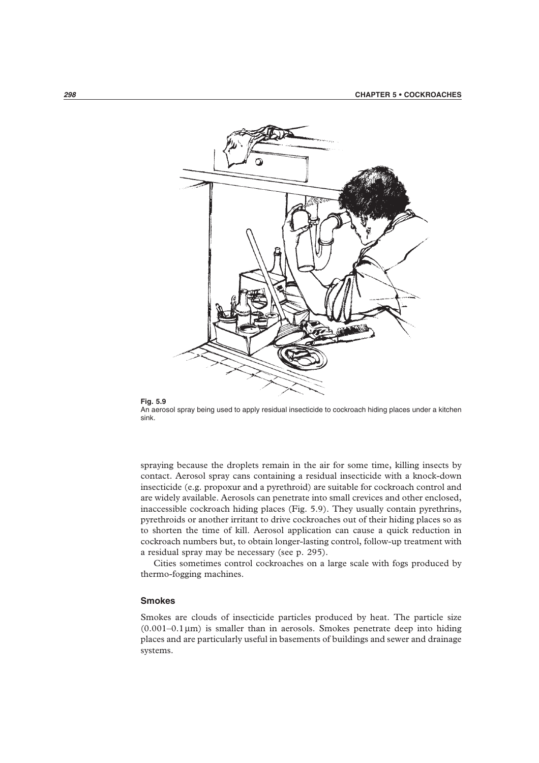**Fig. 5.9**
An aerosol spray being used to apply residual insecticide to cockroach hiding places under a kitchen sink.

spraying because the droplets remain in the air for some time, killing insects by contact. Aerosol spray cans containing a residual insecticide with a knock-down insecticide (e.g. propoxur and a pyrethroid) are suitable for cockroach control and are widely available. Aerosols can penetrate into small crevices and other enclosed, inaccessible cockroach hiding places (Fig. 5.9). They usually contain pyrethrins, pyrethroids or another irritant to drive cockroaches out of their hiding places so as to shorten the time of kill. Aerosol application can cause a quick reduction in cockroach numbers but, to obtain longer-lasting control, follow-up treatment with a residual spray may be necessary (see p. 295).

Cities sometimes control cockroaches on a large scale with fogs produced by thermo-fogging machines.

### Smokes

Smokes are clouds of insecticide particles produced by heat. The particle size (0.001–0.1 μm) is smaller than in aerosols. Smokes penetrate deep into hiding places and are particularly useful in basements of buildings and sewer and drainage systems.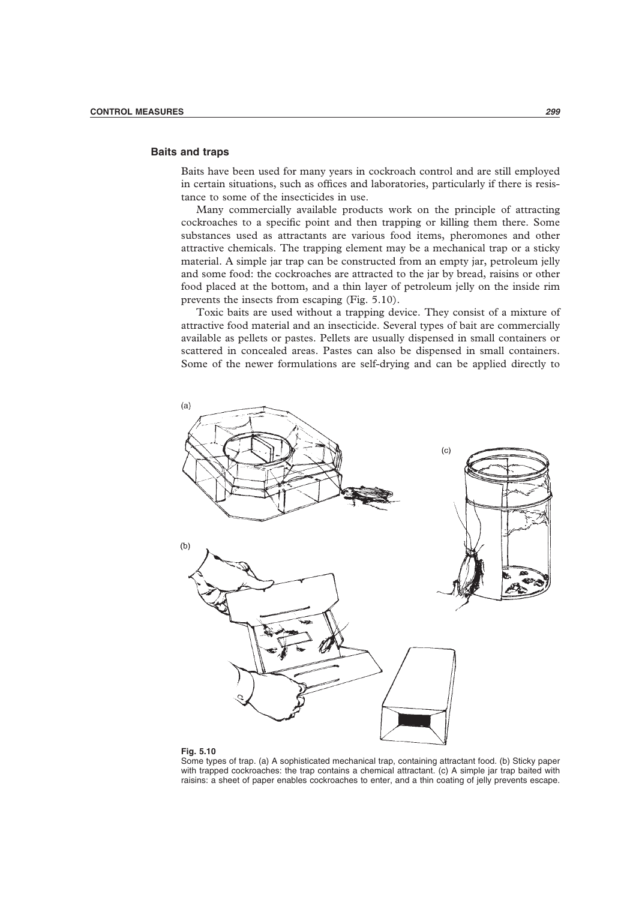## Baits and traps

Baits have been used for many years in cockroach control and are still employed in certain situations, such as offices and laboratories, particularly if there is resistance to some of the insecticides in use.

Many commercially available products work on the principle of attracting cockroaches to a specific point and then trapping or killing them there. Some substances used as attractants are various food items, pheromones and other attractive chemicals. The trapping element may be a mechanical trap or a sticky material. A simple jar trap can be constructed from an empty jar, petroleum jelly and some food: the cockroaches are attracted to the jar by bread, raisins or other food placed at the bottom, and a thin layer of petroleum jelly on the inside rim prevents the insects from escaping (Fig. 5.10).

Toxic baits are used without a trapping device. They consist of a mixture of attractive food material and an insecticide. Several types of bait are commercially available as pellets or pastes. Pellets are usually dispensed in small containers or scattered in concealed areas. Pastes can also be dispensed in small containers. Some of the newer formulations are self-drying and can be applied directly to

**Fig. 5.10**
Some types of trap. (a) A sophisticated mechanical trap, containing attractant food. (b) Sticky paper with trapped cockroaches: the trap contains a chemical attractant. (c) A simple jar trap baited with raisins: a sheet of paper enables cockroaches to enter, and a thin coating of jelly prevents escape.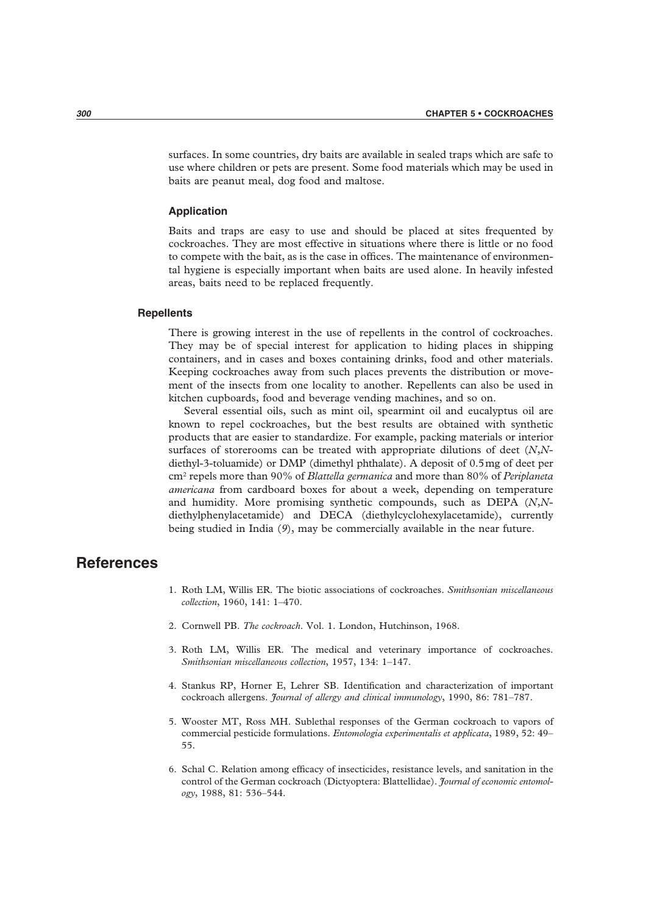surfaces. In some countries, dry baits are available in sealed traps which are safe to use where children or pets are present. Some food materials which may be used in baits are peanut meal, dog food and maltose.

#### Application

Baits and traps are easy to use and should be placed at sites frequented by cockroaches. They are most effective in situations where there is little or no food to compete with the bait, as is the case in offices. The maintenance of environmental hygiene is especially important when baits are used alone. In heavily infested areas, baits need to be replaced frequently.

### Repellents

There is growing interest in the use of repellents in the control of cockroaches. They may be of special interest for application to hiding places in shipping containers, and in cases and boxes containing drinks, food and other materials. Keeping cockroaches away from such places prevents the distribution or movement of the insects from one locality to another. Repellents can also be used in kitchen cupboards, food and beverage vending machines, and so on.

Several essential oils, such as mint oil, spearmint oil and eucalyptus oil are known to repel cockroaches, but the best results are obtained with synthetic products that are easier to standardize. For example, packing materials or interior surfaces of storerooms can be treated with appropriate dilutions of deet (*N*,*N*-diethyl-3-toluamide) or DMP (dimethyl phthalate). A deposit of 0.5 mg of deet per $cm^2$ repels more than 90% of *Blattella germanica* and more than 80% of *Periplaneta americana* from cardboard boxes for about a week, depending on temperature and humidity. More promising synthetic compounds, such as DEPA (*N*,*N*-diethylphenylacetamide) and DECA (diethylcyclohexylacetamide), currently being studied in India (*9*), may be commercially available in the near future.

## References

1. Roth LM, Willis ER. The biotic associations of cockroaches. *Smithsonian miscellaneous collection*, 1960, 141: 1–470.
2. Cornwell PB. *The cockroach*. Vol. 1. London, Hutchinson, 1968.
3. Roth LM, Willis ER. The medical and veterinary importance of cockroaches. *Smithsonian miscellaneous collection*, 1957, 134: 1–147.
4. Stankus RP, Horner E, Lehrer SB. Identification and characterization of important cockroach allergens. *Journal of allergy and clinical immunology*, 1990, 86: 781–787.
5. Wooster MT, Ross MH. Sublethal responses of the German cockroach to vapors of commercial pesticide formulations. *Entomologia experimentalis et applicata*, 1989, 52: 49–55.
6. Schal C. Relation among efficacy of insecticides, resistance levels, and sanitation in the control of the German cockroach (Dictyoptera: Blattellidae). *Journal of economic entomology*, 1988, 81: 536–544.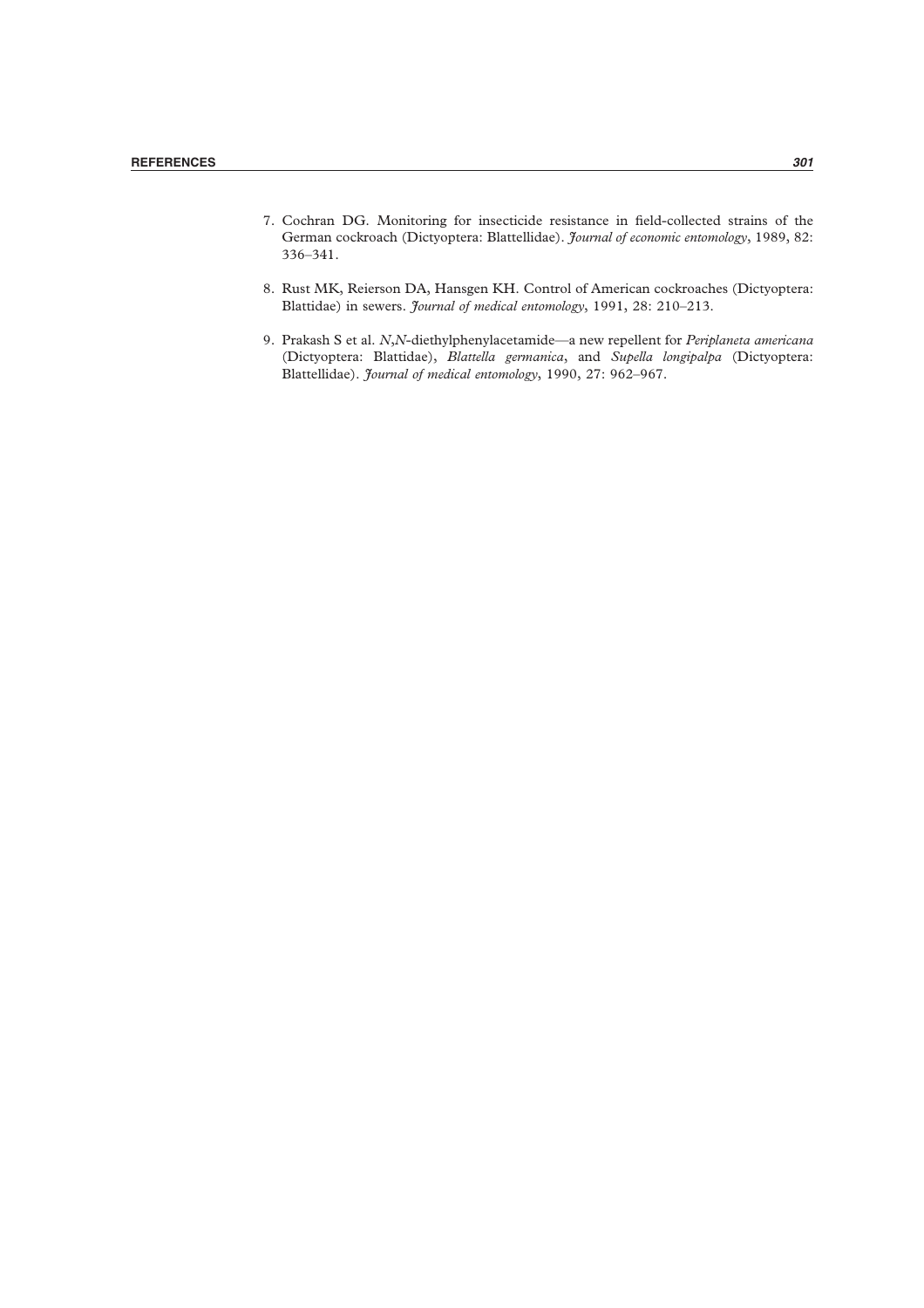7. Cochran DG. Monitoring for insecticide resistance in field-collected strains of the German cockroach (Dictyoptera: Blattellidae). *Journal of economic entomology*, 1989, 82: 336–341.

8. Rust MK, Reierson DA, Hansgen KH. Control of American cockroaches (Dictyoptera: Blattidae) in sewers. *Journal of medical entomology*, 1991, 28: 210–213.

9. Prakash S et al. *N*,*N*-diethylphenylacetamide—a new repellent for *Periplaneta americana* (Dictyoptera: Blattidae), *Blattella germanica*, and *Supella longipalpa* (Dictyoptera: Blattellidae). *Journal of medical entomology*, 1990, 27: 962–967.